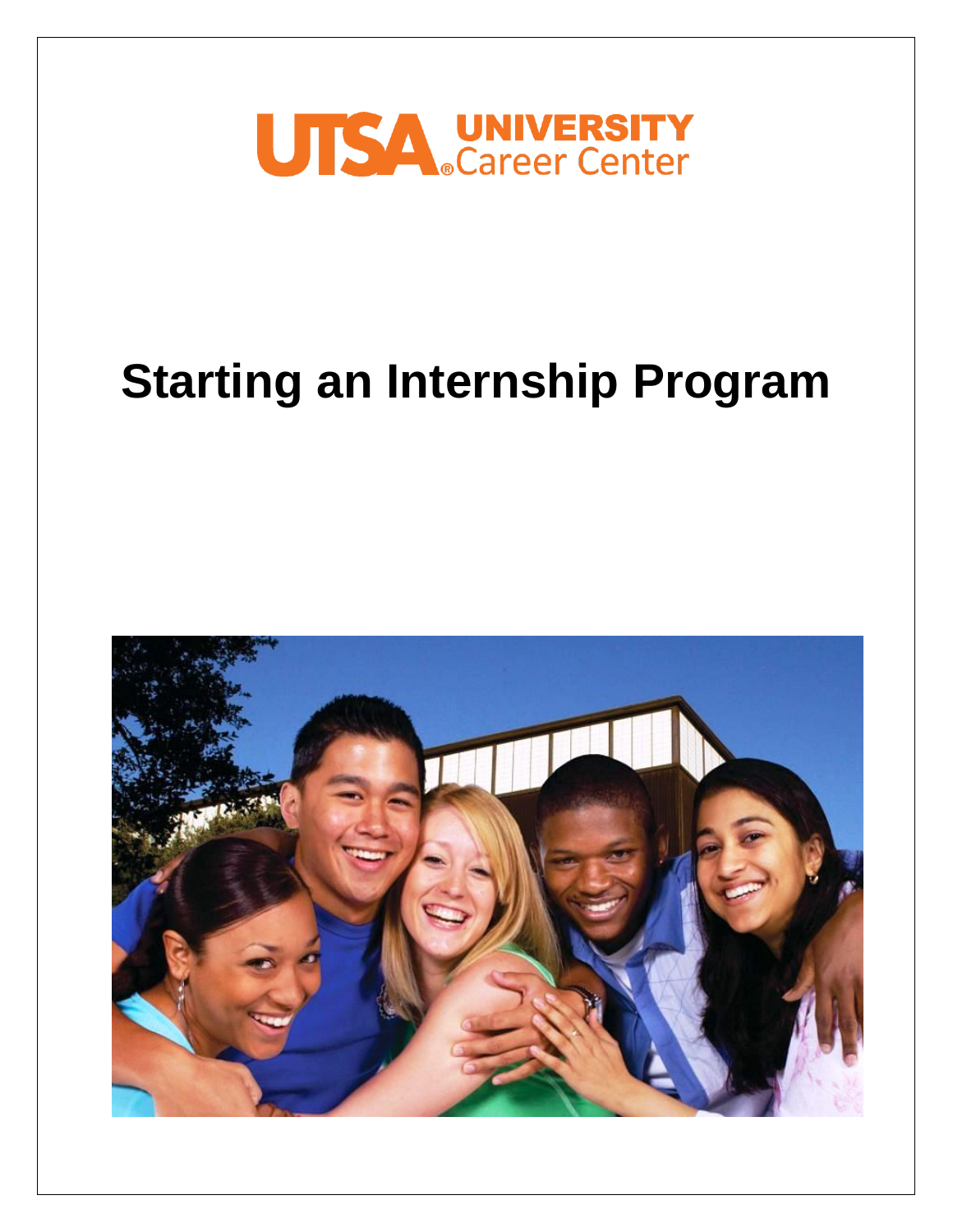UTSA® UNIVERSITY Career Center

# Starting an Internship Program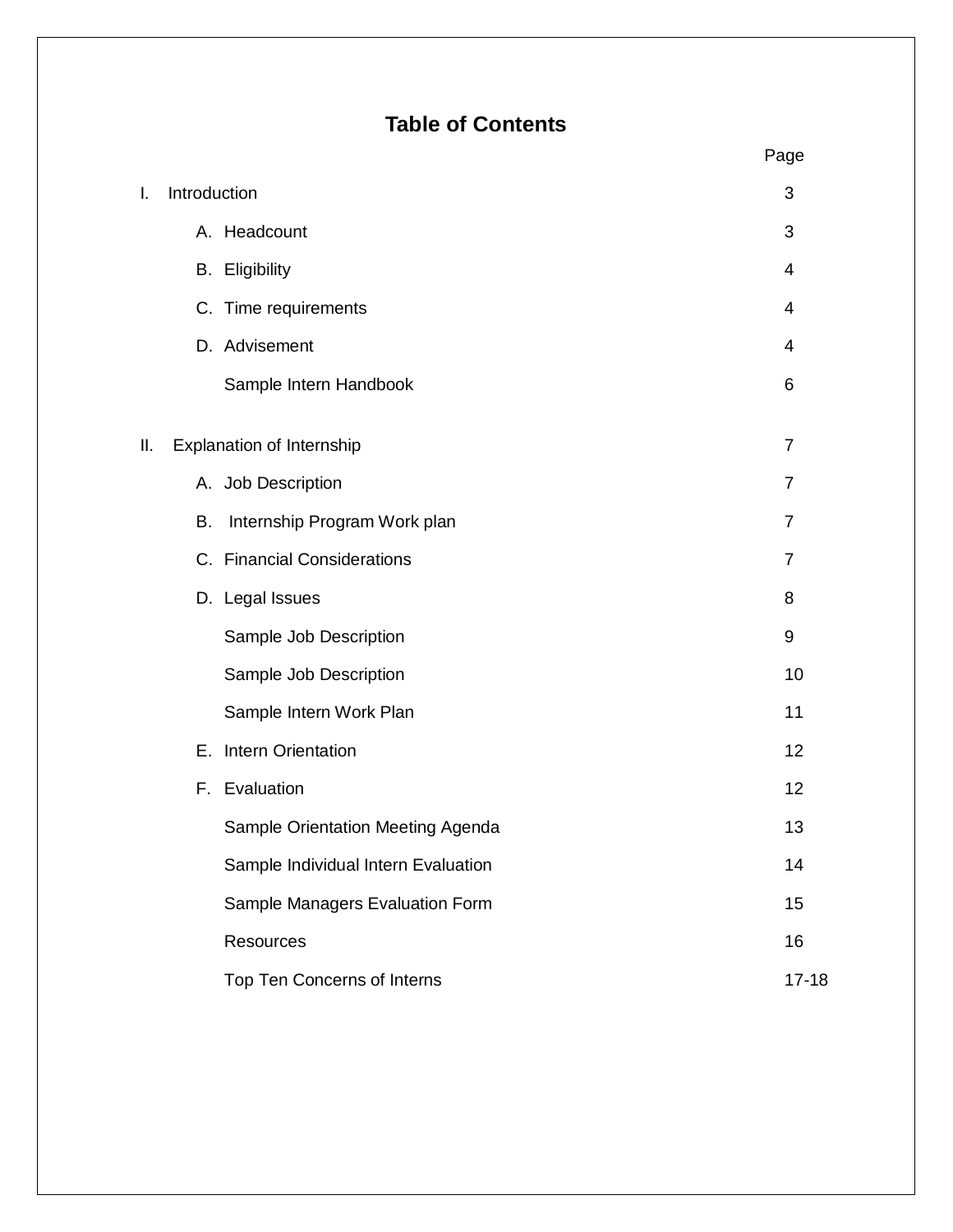# Table of Contents

| | Page |
|---|---|
| I. Introduction | 3 |
| A. Headcount | 3 |
| B. Eligibility | 4 |
| C. Time requirements | 4 |
| D. Advisement | 4 |
| Sample Intern Handbook | 6 |
| II. Explanation of Internship | 7 |
| A. Job Description | 7 |
| B. Internship Program Work plan | 7 |
| C. Financial Considerations | 7 |
| D. Legal Issues | 8 |
| Sample Job Description | 9 |
| Sample Job Description | 10 |
| Sample Intern Work Plan | 11 |
| E. Intern Orientation | 12 |
| F. Evaluation | 12 |
| Sample Orientation Meeting Agenda | 13 |
| Sample Individual Intern Evaluation | 14 |
| Sample Managers Evaluation Form | 15 |
| Resources | 16 |
| Top Ten Concerns of Interns | 17-18 |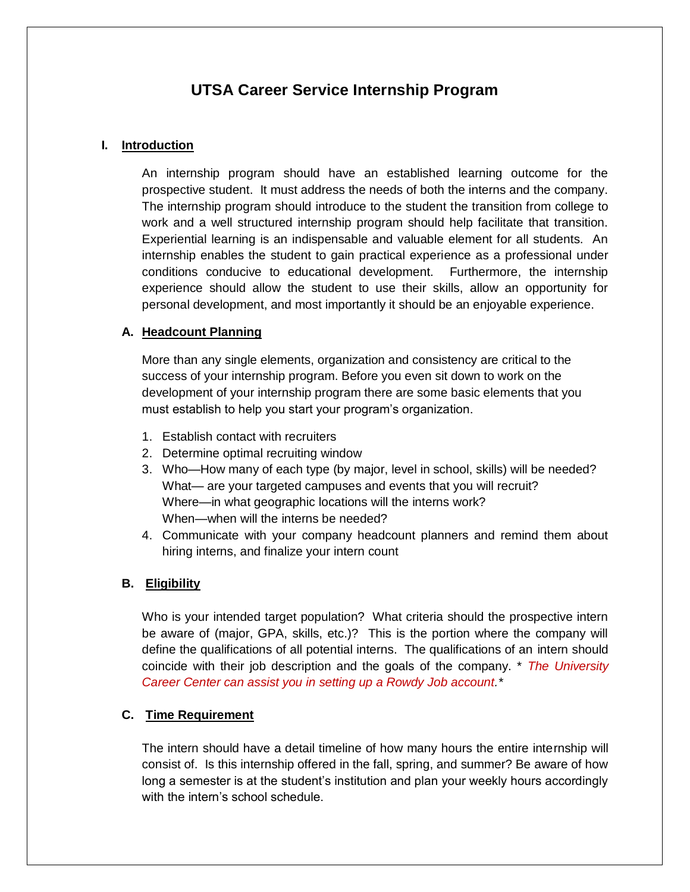# UTSA Career Service Internship Program

## I. Introduction

An internship program should have an established learning outcome for the prospective student. It must address the needs of both the interns and the company. The internship program should introduce to the student the transition from college to work and a well structured internship program should help facilitate that transition. Experiential learning is an indispensable and valuable element for all students. An internship enables the student to gain practical experience as a professional under conditions conducive to educational development. Furthermore, the internship experience should allow the student to use their skills, allow an opportunity for personal development, and most importantly it should be an enjoyable experience.

### A. Headcount Planning

More than any single elements, organization and consistency are critical to the success of your internship program. Before you even sit down to work on the development of your internship program there are some basic elements that you must establish to help you start your program's organization.

1. Establish contact with recruiters
2. Determine optimal recruiting window
3. Who—How many of each type (by major, level in school, skills) will be needed?
   What— are your targeted campuses and events that you will recruit?
   Where—in what geographic locations will the interns work?
   When—when will the interns be needed?
4. Communicate with your company headcount planners and remind them about hiring interns, and finalize your intern count

### B. Eligibility

Who is your intended target population? What criteria should the prospective intern be aware of (major, GPA, skills, etc.)? This is the portion where the company will define the qualifications of all potential interns. The qualifications of an intern should coincide with their job description and the goals of the company. * *The University Career Center can assist you in setting up a Rowdy Job account.* *

### C. Time Requirement

The intern should have a detail timeline of how many hours the entire internship will consist of. Is this internship offered in the fall, spring, and summer? Be aware of how long a semester is at the student's institution and plan your weekly hours accordingly with the intern's school schedule.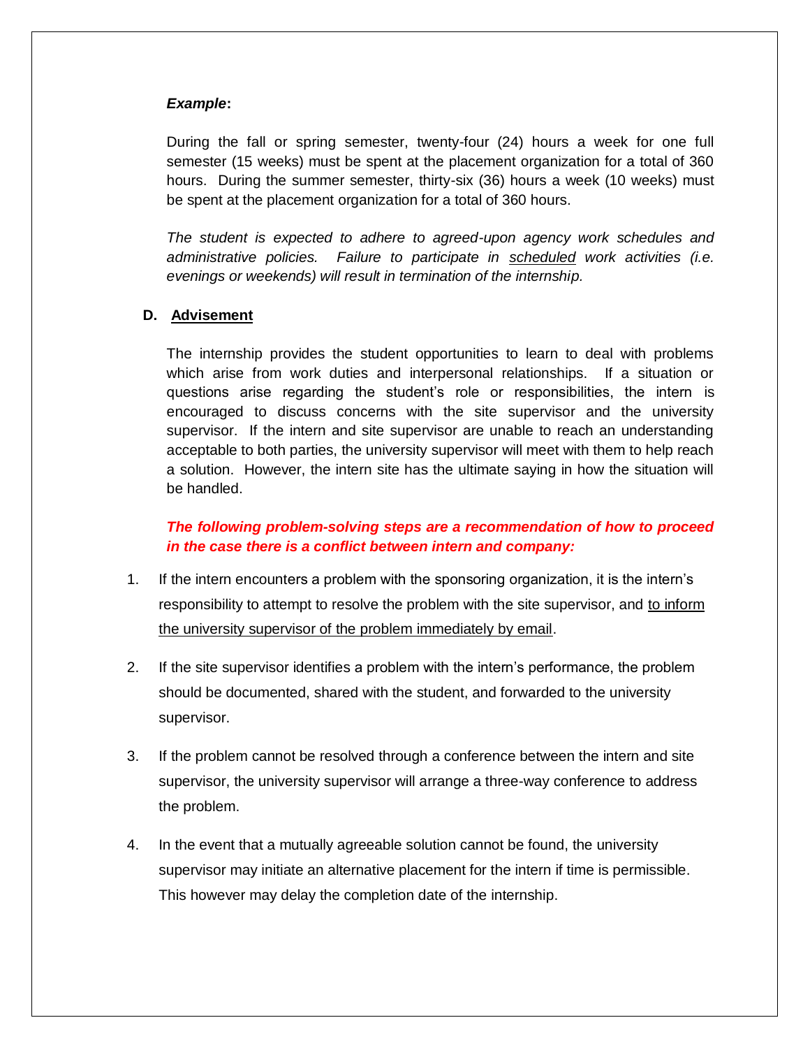***Example*:**

During the fall or spring semester, twenty-four (24) hours a week for one full semester (15 weeks) must be spent at the placement organization for a total of 360 hours. During the summer semester, thirty-six (36) hours a week (10 weeks) must be spent at the placement organization for a total of 360 hours.

*The student is expected to adhere to agreed-upon agency work schedules and administrative policies. Failure to participate in <u>scheduled</u> work activities (i.e. evenings or weekends) will result in termination of the internship.*

### D. <u>Advisement</u>

The internship provides the student opportunities to learn to deal with problems which arise from work duties and interpersonal relationships. If a situation or questions arise regarding the student's role or responsibilities, the intern is encouraged to discuss concerns with the site supervisor and the university supervisor. If the intern and site supervisor are unable to reach an understanding acceptable to both parties, the university supervisor will meet with them to help reach a solution. However, the intern site has the ultimate saying in how the situation will be handled.

***The following problem-solving steps are a recommendation of how to proceed in the case there is a conflict between intern and company:***

1. If the intern encounters a problem with the sponsoring organization, it is the intern's responsibility to attempt to resolve the problem with the site supervisor, and <u>to inform the university supervisor of the problem immediately by email</u>.

2. If the site supervisor identifies a problem with the intern's performance, the problem should be documented, shared with the student, and forwarded to the university supervisor.

3. If the problem cannot be resolved through a conference between the intern and site supervisor, the university supervisor will arrange a three-way conference to address the problem.

4. In the event that a mutually agreeable solution cannot be found, the university supervisor may initiate an alternative placement for the intern if time is permissible. This however may delay the completion date of the internship.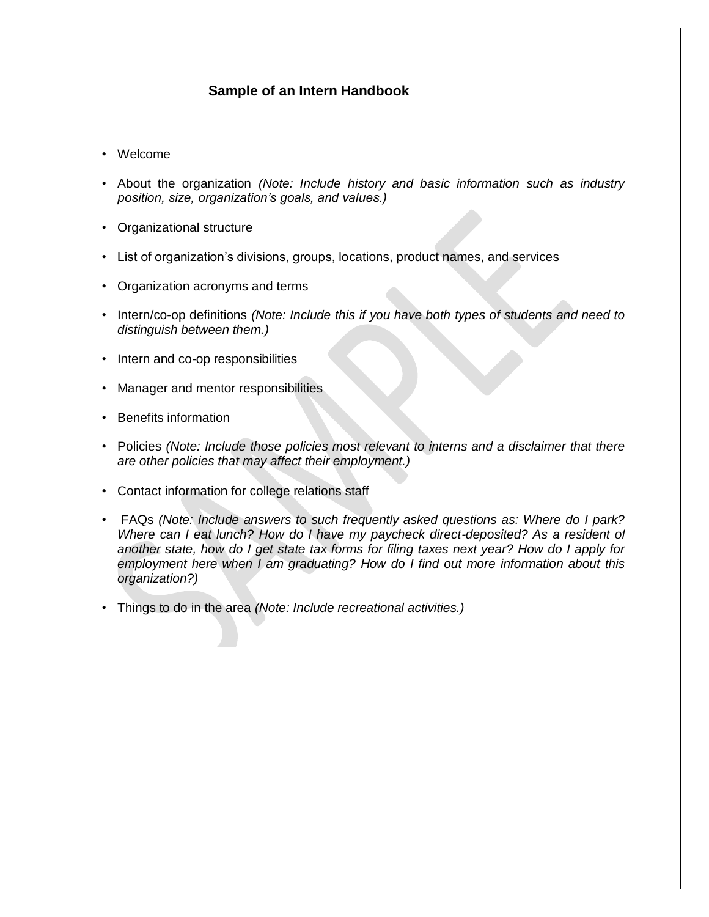## Sample of an Intern Handbook

- Welcome
- About the organization *(Note: Include history and basic information such as industry position, size, organization's goals, and values.)*
- Organizational structure
- List of organization's divisions, groups, locations, product names, and services
- Organization acronyms and terms
- Intern/co-op definitions *(Note: Include this if you have both types of students and need to distinguish between them.)*
- Intern and co-op responsibilities
- Manager and mentor responsibilities
- Benefits information
- Policies *(Note: Include those policies most relevant to interns and a disclaimer that there are other policies that may affect their employment.)*
- Contact information for college relations staff
- FAQs *(Note: Include answers to such frequently asked questions as: Where do I park? Where can I eat lunch? How do I have my paycheck direct-deposited? As a resident of another state, how do I get state tax forms for filing taxes next year? How do I apply for employment here when I am graduating? How do I find out more information about this organization?)*
- Things to do in the area *(Note: Include recreational activities.)*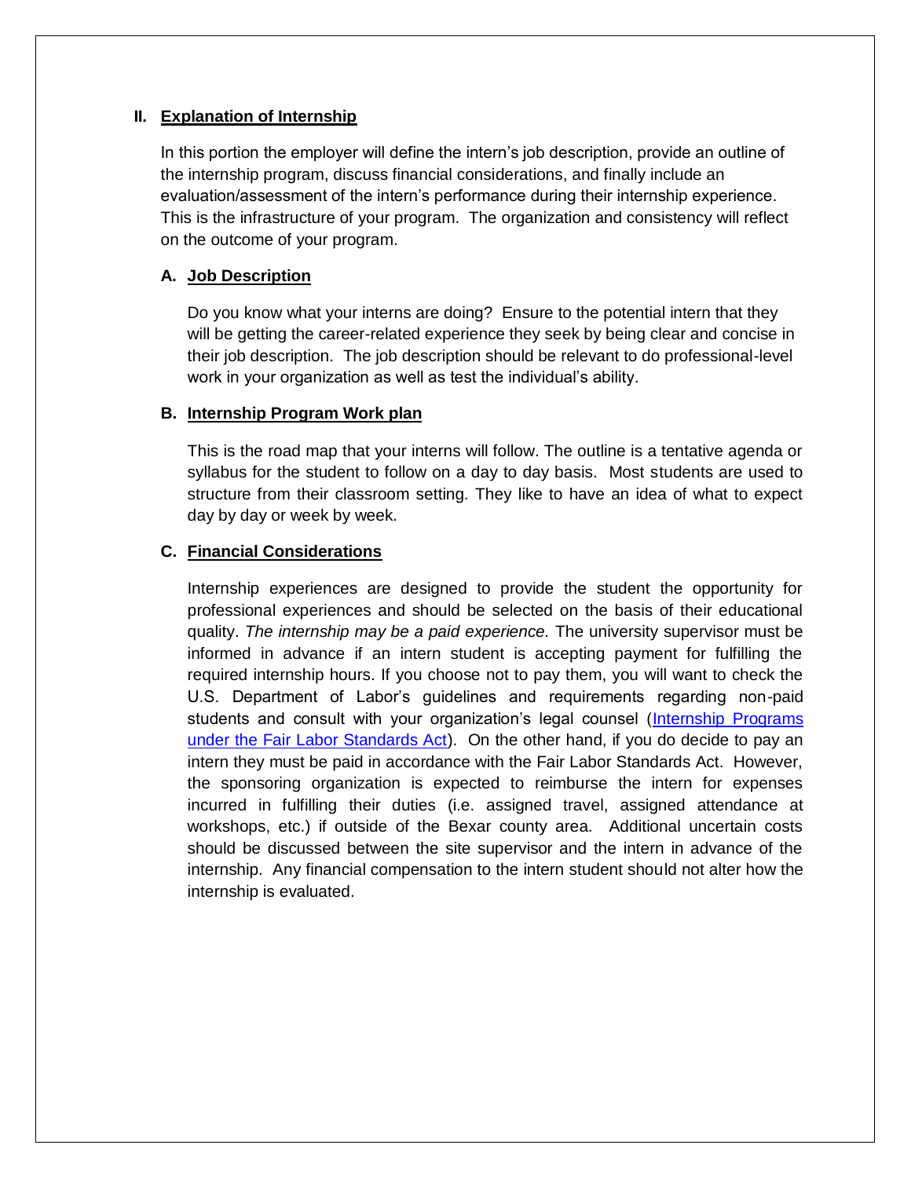## II. Explanation of Internship

In this portion the employer will define the intern's job description, provide an outline of the internship program, discuss financial considerations, and finally include an evaluation/assessment of the intern's performance during their internship experience. This is the infrastructure of your program. The organization and consistency will reflect on the outcome of your program.

### A. Job Description

Do you know what your interns are doing? Ensure to the potential intern that they will be getting the career-related experience they seek by being clear and concise in their job description. The job description should be relevant to do professional-level work in your organization as well as test the individual's ability.

### B. Internship Program Work plan

This is the road map that your interns will follow. The outline is a tentative agenda or syllabus for the student to follow on a day to day basis. Most students are used to structure from their classroom setting. They like to have an idea of what to expect day by day or week by week.

### C. Financial Considerations

Internship experiences are designed to provide the student the opportunity for professional experiences and should be selected on the basis of their educational quality. *The internship may be a paid experience.* The university supervisor must be informed in advance if an intern student is accepting payment for fulfilling the required internship hours. If you choose not to pay them, you will want to check the U.S. Department of Labor's guidelines and requirements regarding non-paid students and consult with your organization's legal counsel (Internship Programs under the Fair Labor Standards Act). On the other hand, if you do decide to pay an intern they must be paid in accordance with the Fair Labor Standards Act. However, the sponsoring organization is expected to reimburse the intern for expenses incurred in fulfilling their duties (i.e. assigned travel, assigned attendance at workshops, etc.) if outside of the Bexar county area. Additional uncertain costs should be discussed between the site supervisor and the intern in advance of the internship. Any financial compensation to the intern student should not alter how the internship is evaluated.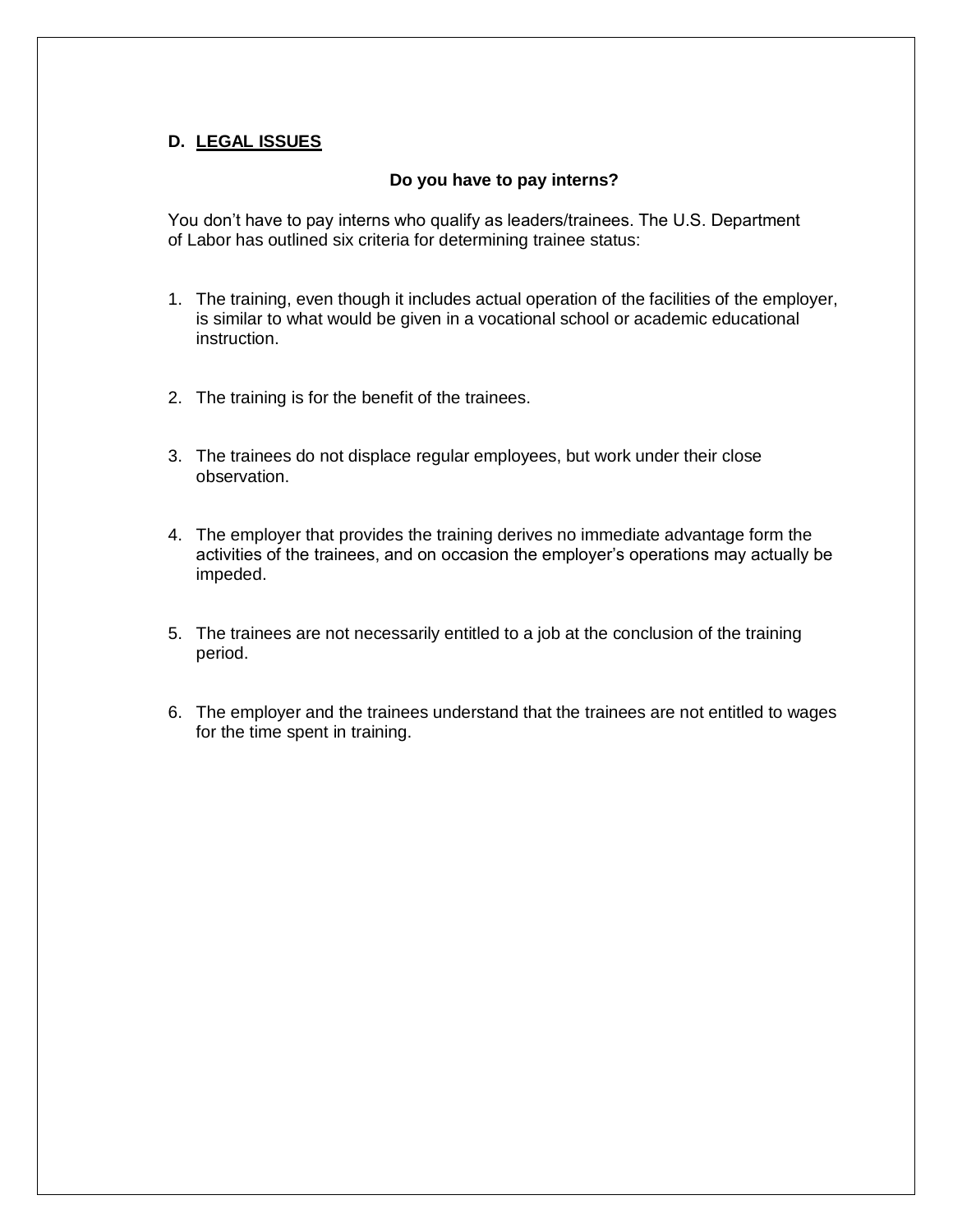## D. LEGAL ISSUES

**Do you have to pay interns?**

You don't have to pay interns who qualify as leaders/trainees. The U.S. Department of Labor has outlined six criteria for determining trainee status:

1. The training, even though it includes actual operation of the facilities of the employer, is similar to what would be given in a vocational school or academic educational instruction.

2. The training is for the benefit of the trainees.

3. The trainees do not displace regular employees, but work under their close observation.

4. The employer that provides the training derives no immediate advantage form the activities of the trainees, and on occasion the employer's operations may actually be impeded.

5. The trainees are not necessarily entitled to a job at the conclusion of the training period.

6. The employer and the trainees understand that the trainees are not entitled to wages for the time spent in training.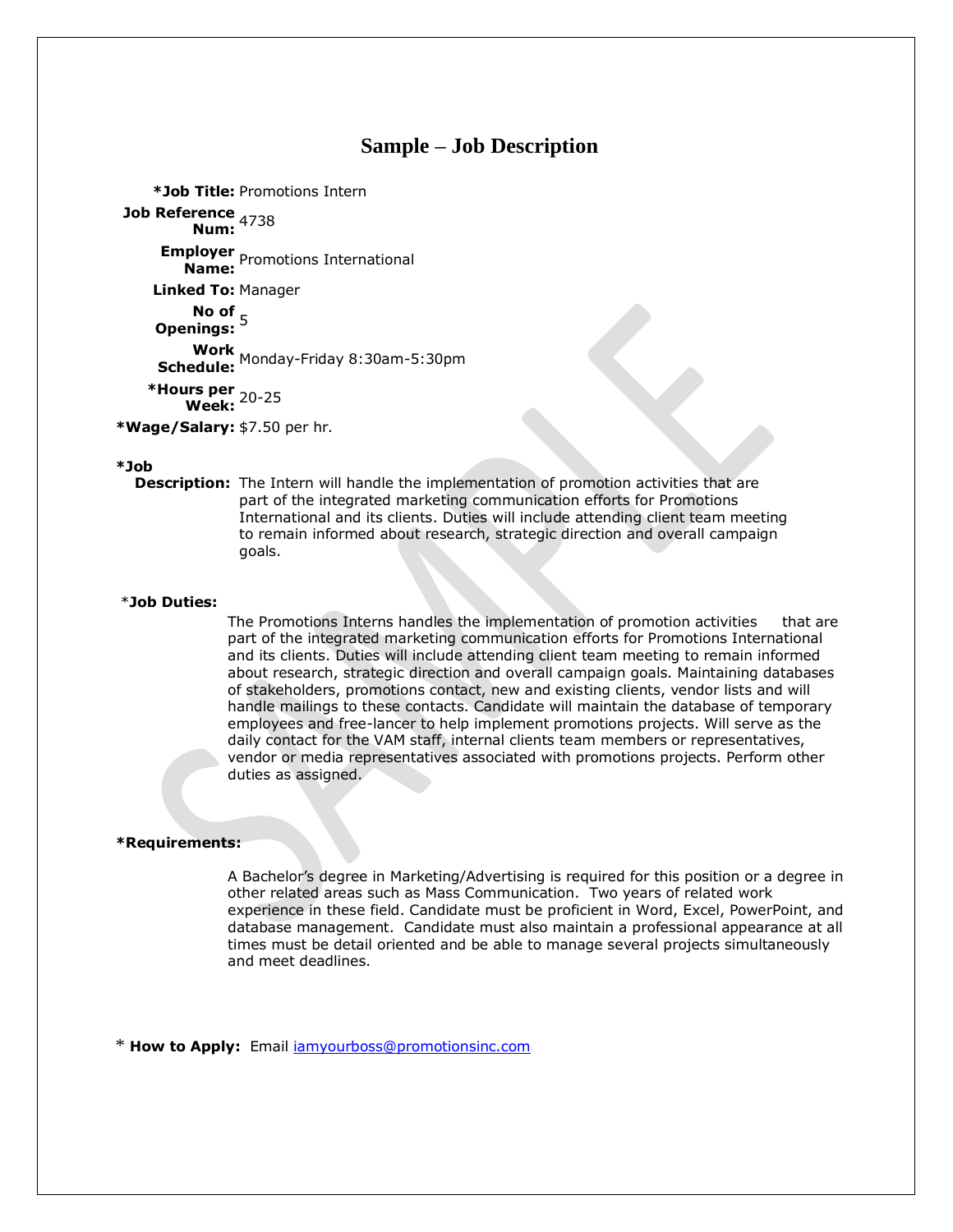# Sample – Job Description

**\*Job Title:** Promotions Intern

**Job Reference Num:** 4738

**Employer Name:** Promotions International

**Linked To:** Manager

**No of Openings:** 5

**Work Schedule:** Monday-Friday 8:30am-5:30pm

**\*Hours per Week:** 20-25

**\*Wage/Salary:** $7.50 per hr.

**\*Job Description:** The Intern will handle the implementation of promotion activities that are part of the integrated marketing communication efforts for Promotions International and its clients. Duties will include attending client team meeting to remain informed about research, strategic direction and overall campaign goals.

\***Job Duties:**

The Promotions Interns handles the implementation of promotion activities that are part of the integrated marketing communication efforts for Promotions International and its clients. Duties will include attending client team meeting to remain informed about research, strategic direction and overall campaign goals. Maintaining databases of stakeholders, promotions contact, new and existing clients, vendor lists and will handle mailings to these contacts. Candidate will maintain the database of temporary employees and free-lancer to help implement promotions projects. Will serve as the daily contact for the VAM staff, internal clients team members or representatives, vendor or media representatives associated with promotions projects. Perform other duties as assigned.

**\*Requirements:**

A Bachelor's degree in Marketing/Advertising is required for this position or a degree in other related areas such as Mass Communication. Two years of related work experience in these field. Candidate must be proficient in Word, Excel, PowerPoint, and database management. Candidate must also maintain a professional appearance at all times must be detail oriented and be able to manage several projects simultaneously and meet deadlines.

\* **How to Apply:** Email iamyourboss@promotionsinc.com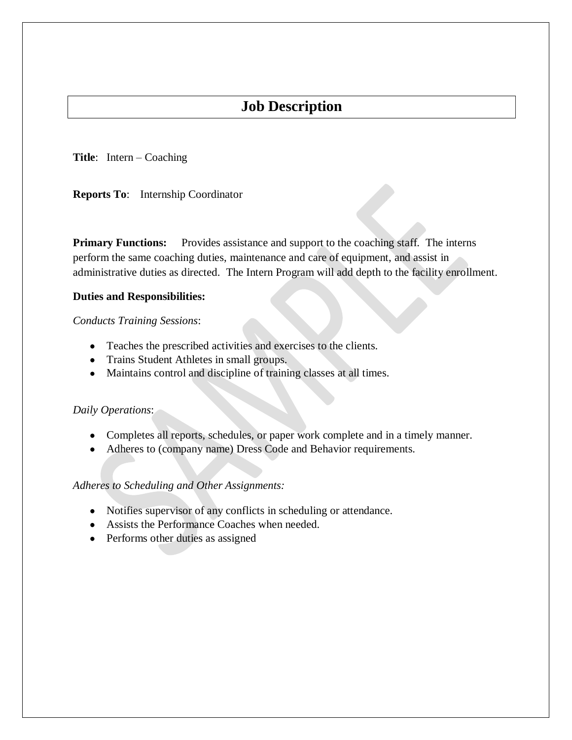# Job Description

**Title**: Intern – Coaching

**Reports To**: Internship Coordinator

**Primary Functions:** Provides assistance and support to the coaching staff. The interns perform the same coaching duties, maintenance and care of equipment, and assist in administrative duties as directed. The Intern Program will add depth to the facility enrollment.

**Duties and Responsibilities:**

*Conducts Training Sessions*:

- Teaches the prescribed activities and exercises to the clients.
- Trains Student Athletes in small groups.
- Maintains control and discipline of training classes at all times.

*Daily Operations*:

- Completes all reports, schedules, or paper work complete and in a timely manner.
- Adheres to (company name) Dress Code and Behavior requirements.

*Adheres to Scheduling and Other Assignments:*

- Notifies supervisor of any conflicts in scheduling or attendance.
- Assists the Performance Coaches when needed.
- Performs other duties as assigned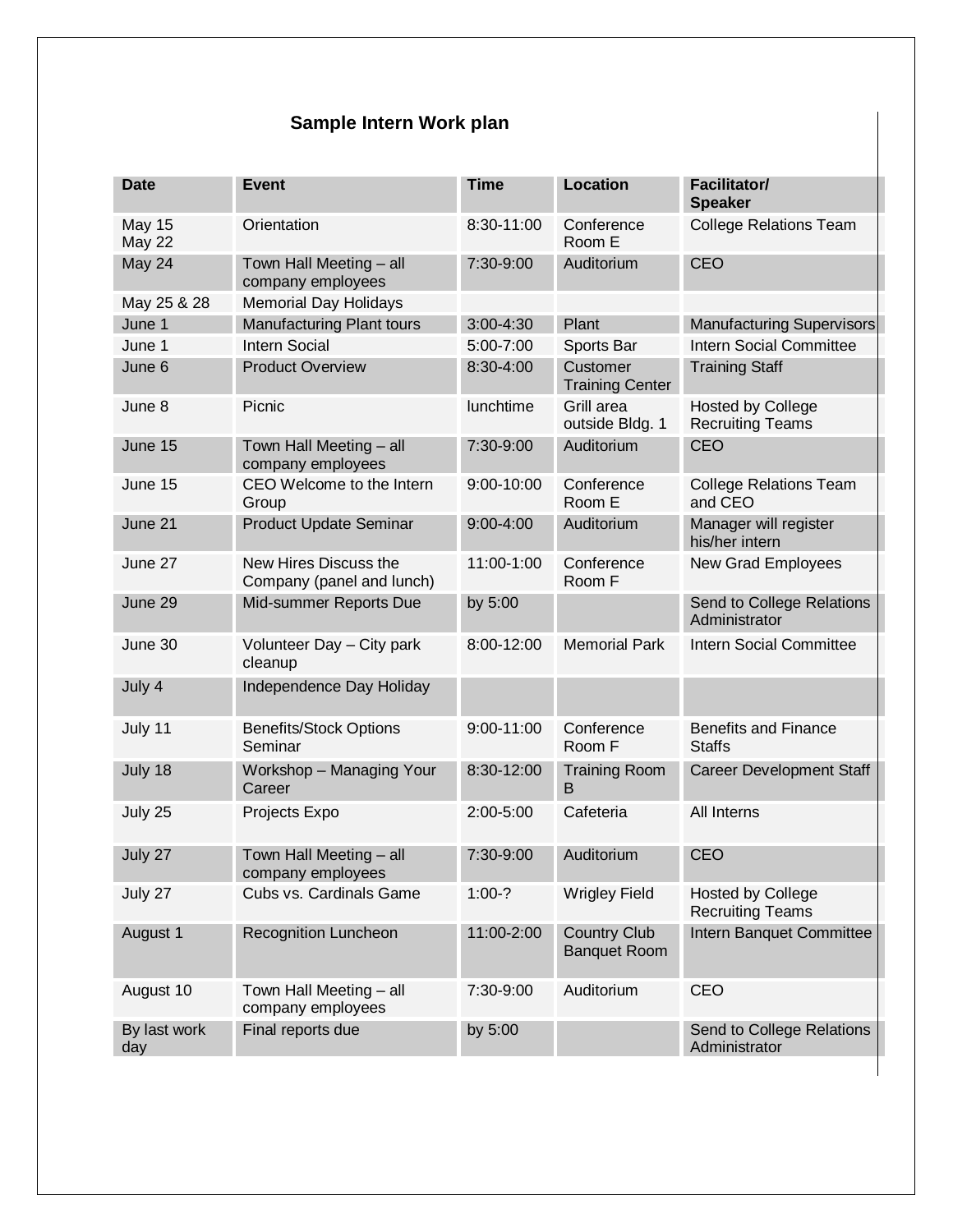# Sample Intern Work plan

| Date | Event | Time | Location | Facilitator/ Speaker |
|---|---|---|---|---|
| May 15 May 22 | Orientation | 8:30-11:00 | Conference Room E | College Relations Team |
| May 24 | Town Hall Meeting – all company employees | 7:30-9:00 | Auditorium | CEO |
| May 25 & 28 | Memorial Day Holidays | | | |
| June 1 | Manufacturing Plant tours | 3:00-4:30 | Plant | Manufacturing Supervisors |
| June 1 | Intern Social | 5:00-7:00 | Sports Bar | Intern Social Committee |
| June 6 | Product Overview | 8:30-4:00 | Customer Training Center | Training Staff |
| June 8 | Picnic | lunchtime | Grill area outside Bldg. 1 | Hosted by College Recruiting Teams |
| June 15 | Town Hall Meeting – all company employees | 7:30-9:00 | Auditorium | CEO |
| June 15 | CEO Welcome to the Intern Group | 9:00-10:00 | Conference Room E | College Relations Team and CEO |
| June 21 | Product Update Seminar | 9:00-4:00 | Auditorium | Manager will register his/her intern |
| June 27 | New Hires Discuss the Company (panel and lunch) | 11:00-1:00 | Conference Room F | New Grad Employees |
| June 29 | Mid-summer Reports Due | by 5:00 | | Send to College Relations Administrator |
| June 30 | Volunteer Day – City park cleanup | 8:00-12:00 | Memorial Park | Intern Social Committee |
| July 4 | Independence Day Holiday | | | |
| July 11 | Benefits/Stock Options Seminar | 9:00-11:00 | Conference Room F | Benefits and Finance Staffs |
| July 18 | Workshop – Managing Your Career | 8:30-12:00 | Training Room B | Career Development Staff |
| July 25 | Projects Expo | 2:00-5:00 | Cafeteria | All Interns |
| July 27 | Town Hall Meeting – all company employees | 7:30-9:00 | Auditorium | CEO |
| July 27 | Cubs vs. Cardinals Game | 1:00-? | Wrigley Field | Hosted by College Recruiting Teams |
| August 1 | Recognition Luncheon | 11:00-2:00 | Country Club Banquet Room | Intern Banquet Committee |
| August 10 | Town Hall Meeting – all company employees | 7:30-9:00 | Auditorium | CEO |
| By last work day | Final reports due | by 5:00 | | Send to College Relations Administrator |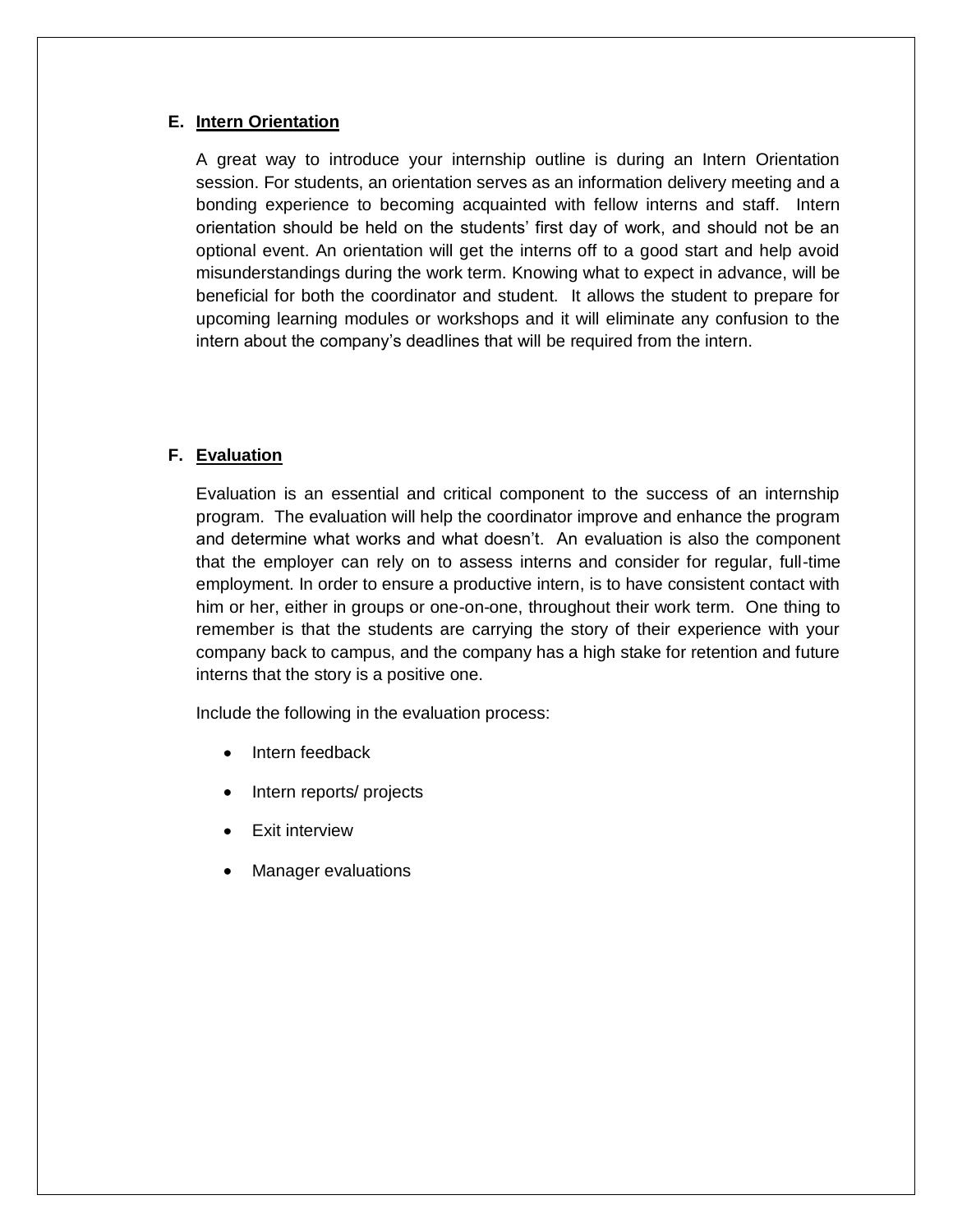### E. Intern Orientation

A great way to introduce your internship outline is during an Intern Orientation session. For students, an orientation serves as an information delivery meeting and a bonding experience to becoming acquainted with fellow interns and staff. Intern orientation should be held on the students' first day of work, and should not be an optional event. An orientation will get the interns off to a good start and help avoid misunderstandings during the work term. Knowing what to expect in advance, will be beneficial for both the coordinator and student. It allows the student to prepare for upcoming learning modules or workshops and it will eliminate any confusion to the intern about the company's deadlines that will be required from the intern.

### F. Evaluation

Evaluation is an essential and critical component to the success of an internship program. The evaluation will help the coordinator improve and enhance the program and determine what works and what doesn't. An evaluation is also the component that the employer can rely on to assess interns and consider for regular, full-time employment. In order to ensure a productive intern, is to have consistent contact with him or her, either in groups or one-on-one, throughout their work term. One thing to remember is that the students are carrying the story of their experience with your company back to campus, and the company has a high stake for retention and future interns that the story is a positive one.

Include the following in the evaluation process:

- Intern feedback
- Intern reports/ projects
- Exit interview
- Manager evaluations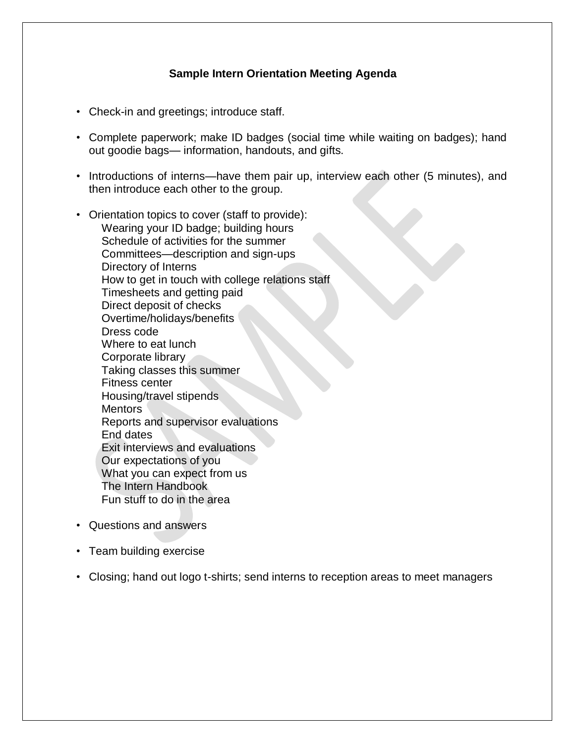## Sample Intern Orientation Meeting Agenda

- Check-in and greetings; introduce staff.
- Complete paperwork; make ID badges (social time while waiting on badges); hand out goodie bags— information, handouts, and gifts.
- Introductions of interns—have them pair up, interview each other (5 minutes), and then introduce each other to the group.
- Orientation topics to cover (staff to provide):
  - Wearing your ID badge; building hours
  - Schedule of activities for the summer
  - Committees—description and sign-ups
  - Directory of Interns
  - How to get in touch with college relations staff
  - Timesheets and getting paid
  - Direct deposit of checks
  - Overtime/holidays/benefits
  - Dress code
  - Where to eat lunch
  - Corporate library
  - Taking classes this summer
  - Fitness center
  - Housing/travel stipends
  - Mentors
  - Reports and supervisor evaluations
  - End dates
  - Exit interviews and evaluations
  - Our expectations of you
  - What you can expect from us
  - The Intern Handbook
  - Fun stuff to do in the area
- Questions and answers
- Team building exercise
- Closing; hand out logo t-shirts; send interns to reception areas to meet managers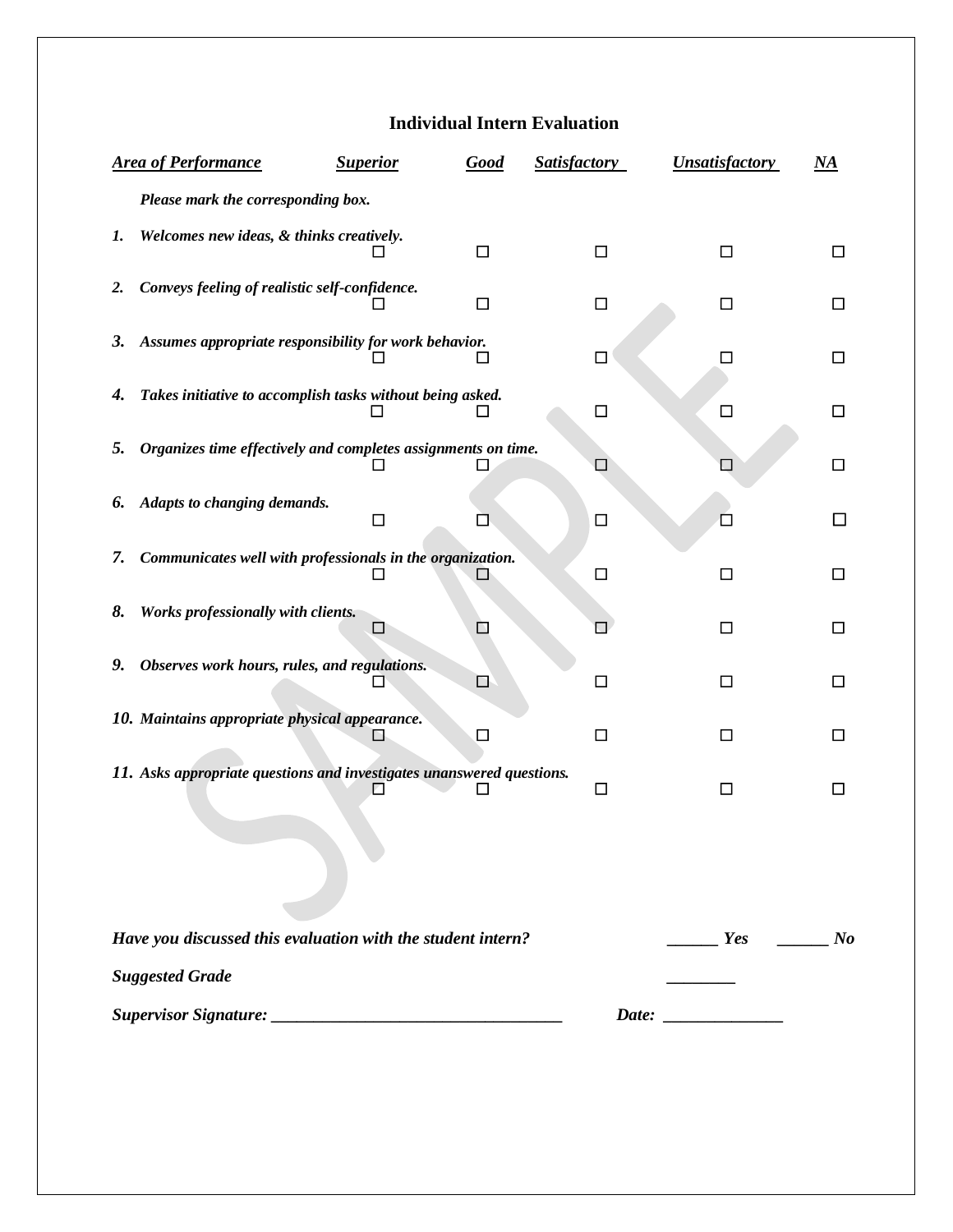# Individual Intern Evaluation

| *Area of Performance* | *Superior* | *Good* | *Satisfactory* | *Unsatisfactory* | *NA* |
|---|---|---|---|---|---|
| *Please mark the corresponding box.* | | | | | |
| *1. Welcomes new ideas, & thinks creatively.* | ☐ | ☐ | ☐ | ☐ | ☐ |
| *2. Conveys feeling of realistic self-confidence.* | ☐ | ☐ | ☐ | ☐ | ☐ |
| *3. Assumes appropriate responsibility for work behavior.* | ☐ | ☐ | ☐ | ☐ | ☐ |
| *4. Takes initiative to accomplish tasks without being asked.* | ☐ | ☐ | ☐ | ☐ | ☐ |
| *5. Organizes time effectively and completes assignments on time.* | ☐ | ☐ | ☐ | ☐ | ☐ |
| *6. Adapts to changing demands.* | ☐ | ☐ | ☐ | ☐ | ☐ |
| *7. Communicates well with professionals in the organization.* | ☐ | ☐ | ☐ | ☐ | ☐ |
| *8. Works professionally with clients.* | ☐ | ☐ | ☐ | ☐ | ☐ |
| *9. Observes work hours, rules, and regulations.* | ☐ | ☐ | ☐ | ☐ | ☐ |
| *10. Maintains appropriate physical appearance.* | ☐ | ☐ | ☐ | ☐ | ☐ |
| *11. Asks appropriate questions and investigates unanswered questions.* | ☐ | ☐ | ☐ | ☐ | ☐ |

*Have you discussed this evaluation with the student intern?* ______ *Yes* ______ *No*

*Suggested Grade* ________

*Supervisor Signature:* ________________________________ *Date:* ______________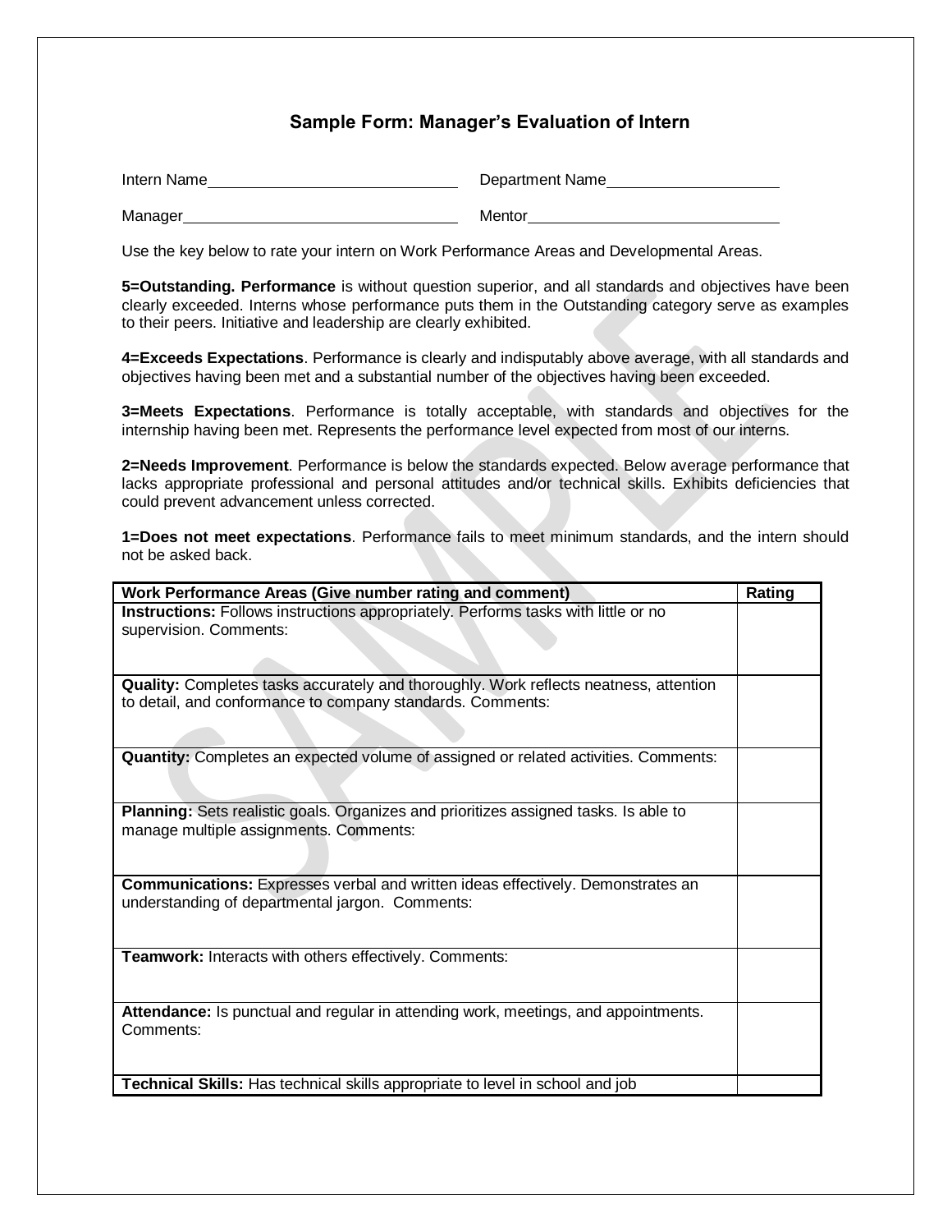## Sample Form: Manager's Evaluation of Intern

Intern Name______________________________ Department Name____________________

Manager_________________________________ Mentor______________________________

Use the key below to rate your intern on Work Performance Areas and Developmental Areas.

**5=Outstanding. Performance** is without question superior, and all standards and objectives have been clearly exceeded. Interns whose performance puts them in the Outstanding category serve as examples to their peers. Initiative and leadership are clearly exhibited.

**4=Exceeds Expectations**. Performance is clearly and indisputably above average, with all standards and objectives having been met and a substantial number of the objectives having been exceeded.

**3=Meets Expectations**. Performance is totally acceptable, with standards and objectives for the internship having been met. Represents the performance level expected from most of our interns.

**2=Needs Improvement**. Performance is below the standards expected. Below average performance that lacks appropriate professional and personal attitudes and/or technical skills. Exhibits deficiencies that could prevent advancement unless corrected.

**1=Does not meet expectations**. Performance fails to meet minimum standards, and the intern should not be asked back.

| Work Performance Areas (Give number rating and comment) | Rating |
|---|---|
| **Instructions:** Follows instructions appropriately. Performs tasks with little or no supervision. Comments: | |
| **Quality:** Completes tasks accurately and thoroughly. Work reflects neatness, attention to detail, and conformance to company standards. Comments: | |
| **Quantity:** Completes an expected volume of assigned or related activities. Comments: | |
| **Planning:** Sets realistic goals. Organizes and prioritizes assigned tasks. Is able to manage multiple assignments. Comments: | |
| **Communications:** Expresses verbal and written ideas effectively. Demonstrates an understanding of departmental jargon. Comments: | |
| **Teamwork:** Interacts with others effectively. Comments: | |
| **Attendance:** Is punctual and regular in attending work, meetings, and appointments. Comments: | |
| **Technical Skills:** Has technical skills appropriate to level in school and job | |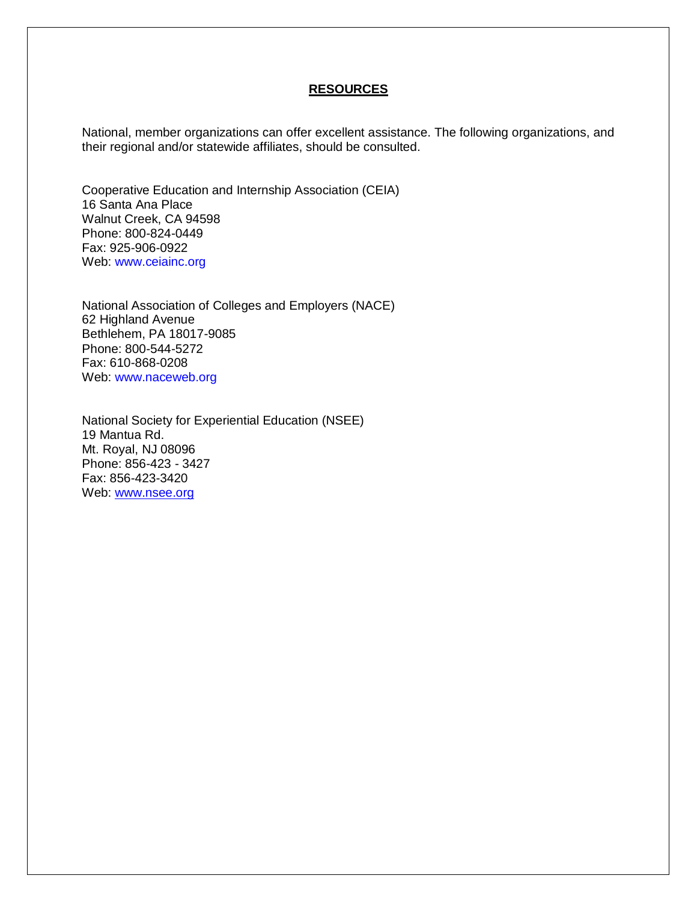## RESOURCES

National, member organizations can offer excellent assistance. The following organizations, and their regional and/or statewide affiliates, should be consulted.

Cooperative Education and Internship Association (CEIA)
16 Santa Ana Place
Walnut Creek, CA 94598
Phone: 800-824-0449
Fax: 925-906-0922
Web: www.ceiainc.org

National Association of Colleges and Employers (NACE)
62 Highland Avenue
Bethlehem, PA 18017-9085
Phone: 800-544-5272
Fax: 610-868-0208
Web: www.naceweb.org

National Society for Experiential Education (NSEE)
19 Mantua Rd.
Mt. Royal, NJ 08096
Phone: 856-423 - 3427
Fax: 856-423-3420
Web: www.nsee.org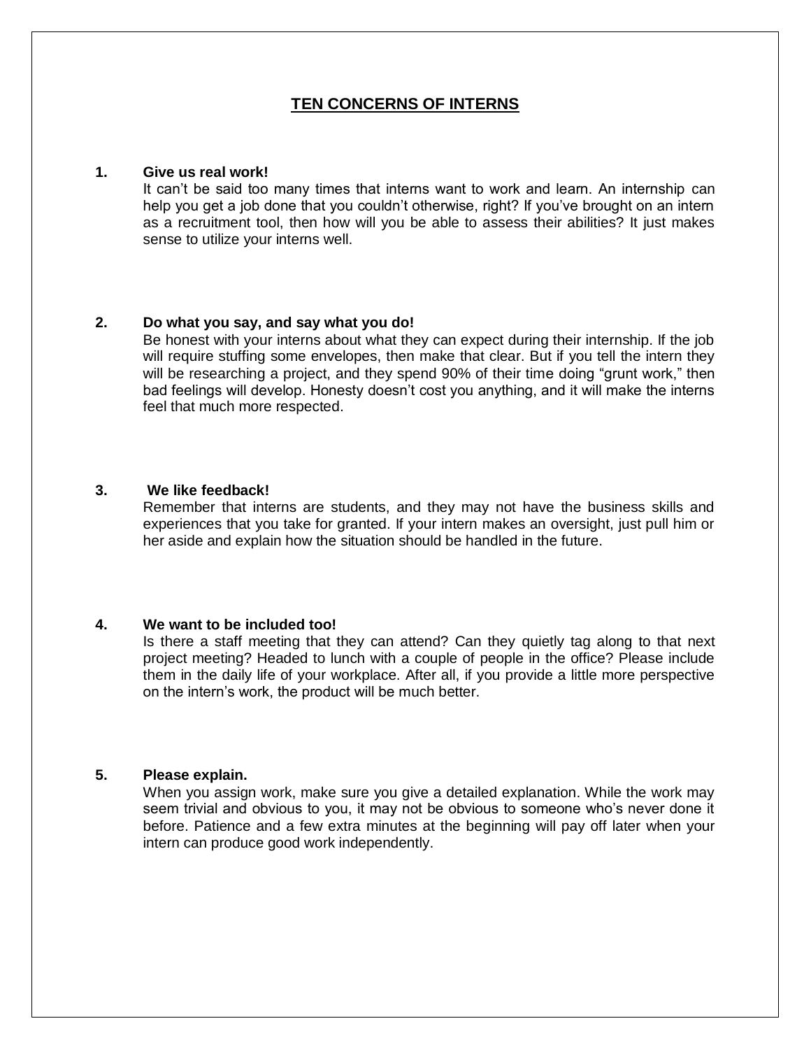# TEN CONCERNS OF INTERNS

**1. Give us real work!**

It can't be said too many times that interns want to work and learn. An internship can help you get a job done that you couldn't otherwise, right? If you've brought on an intern as a recruitment tool, then how will you be able to assess their abilities? It just makes sense to utilize your interns well.

**2. Do what you say, and say what you do!**

Be honest with your interns about what they can expect during their internship. If the job will require stuffing some envelopes, then make that clear. But if you tell the intern they will be researching a project, and they spend 90% of their time doing "grunt work," then bad feelings will develop. Honesty doesn't cost you anything, and it will make the interns feel that much more respected.

**3. We like feedback!**

Remember that interns are students, and they may not have the business skills and experiences that you take for granted. If your intern makes an oversight, just pull him or her aside and explain how the situation should be handled in the future.

**4. We want to be included too!**

Is there a staff meeting that they can attend? Can they quietly tag along to that next project meeting? Headed to lunch with a couple of people in the office? Please include them in the daily life of your workplace. After all, if you provide a little more perspective on the intern's work, the product will be much better.

**5. Please explain.**

When you assign work, make sure you give a detailed explanation. While the work may seem trivial and obvious to you, it may not be obvious to someone who's never done it before. Patience and a few extra minutes at the beginning will pay off later when your intern can produce good work independently.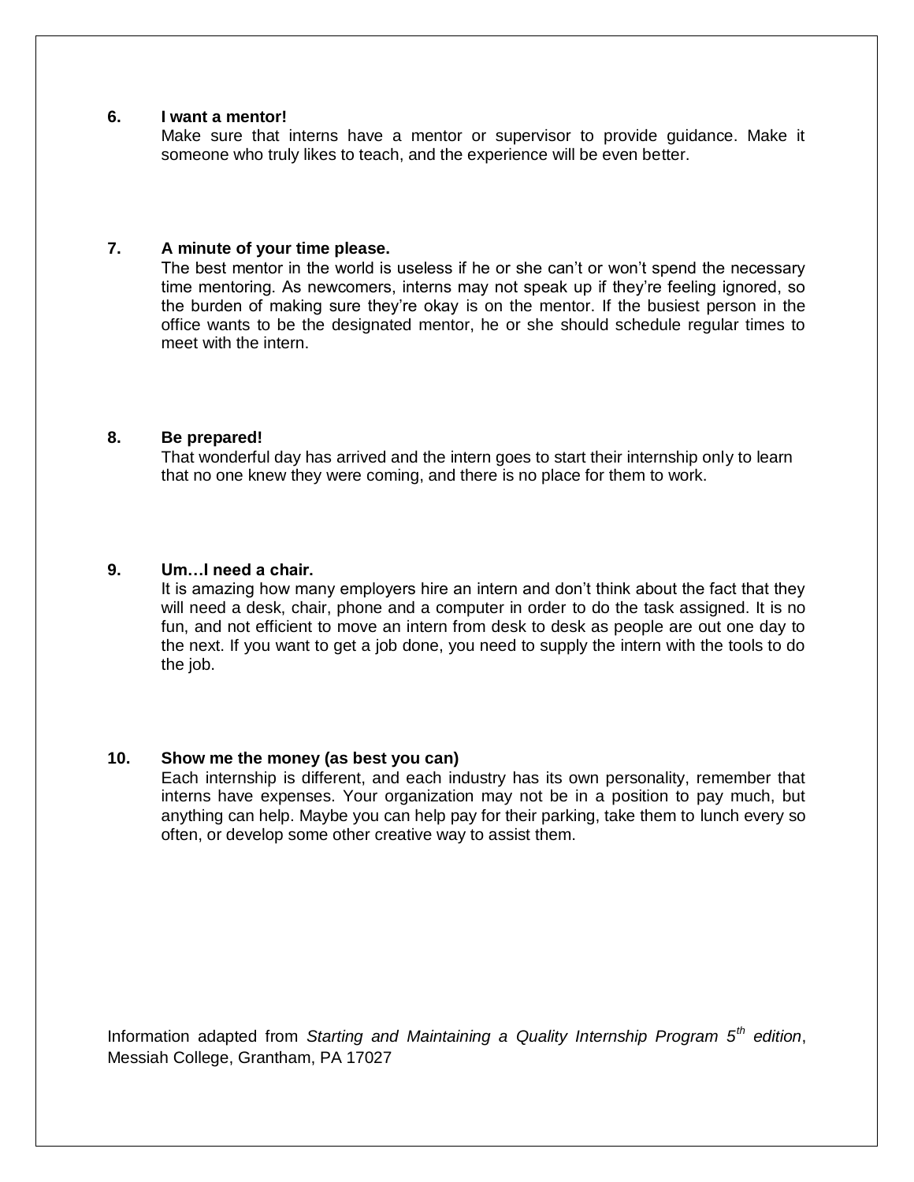**6. I want a mentor!**

Make sure that interns have a mentor or supervisor to provide guidance. Make it someone who truly likes to teach, and the experience will be even better.

**7. A minute of your time please.**

The best mentor in the world is useless if he or she can't or won't spend the necessary time mentoring. As newcomers, interns may not speak up if they're feeling ignored, so the burden of making sure they're okay is on the mentor. If the busiest person in the office wants to be the designated mentor, he or she should schedule regular times to meet with the intern.

**8. Be prepared!**

That wonderful day has arrived and the intern goes to start their internship only to learn that no one knew they were coming, and there is no place for them to work.

**9. Um…I need a chair.**

It is amazing how many employers hire an intern and don't think about the fact that they will need a desk, chair, phone and a computer in order to do the task assigned. It is no fun, and not efficient to move an intern from desk to desk as people are out one day to the next. If you want to get a job done, you need to supply the intern with the tools to do the job.

**10. Show me the money (as best you can)**

Each internship is different, and each industry has its own personality, remember that interns have expenses. Your organization may not be in a position to pay much, but anything can help. Maybe you can help pay for their parking, take them to lunch every so often, or develop some other creative way to assist them.

Information adapted from *Starting and Maintaining a Quality Internship Program 5th edition*, Messiah College, Grantham, PA 17027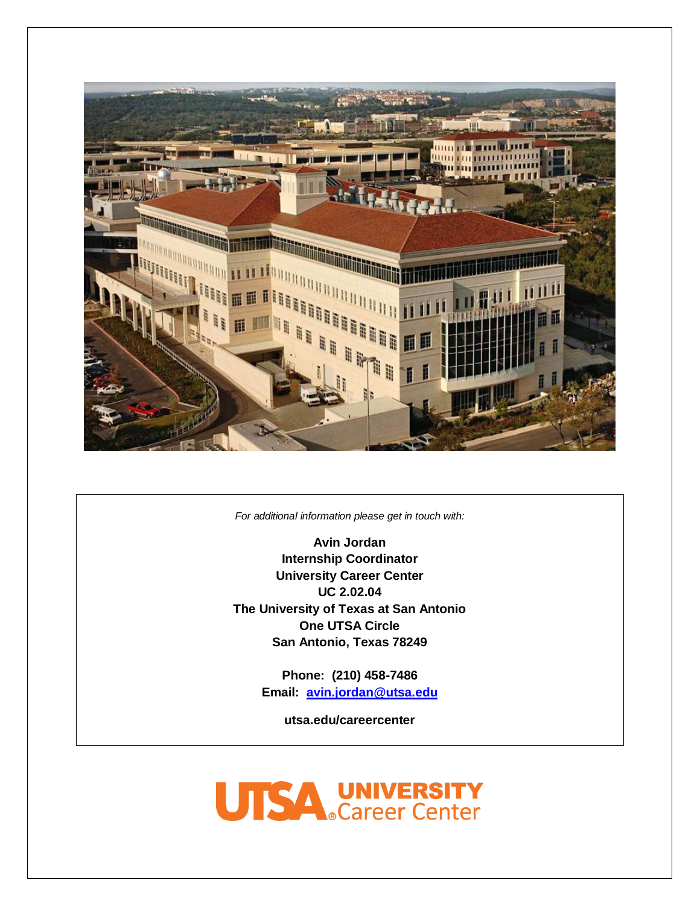*For additional information please get in touch with:*

**Avin Jordan**
**Internship Coordinator**
**University Career Center**
**UC 2.02.04**
**The University of Texas at San Antonio**
**One UTSA Circle**
**San Antonio, Texas 78249**

**Phone: (210) 458-7486**
**Email: [avin.jordan@utsa.edu](mailto:avin.jordan@utsa.edu)**

**utsa.edu/careercenter**

UTSA UNIVERSITY Career Center